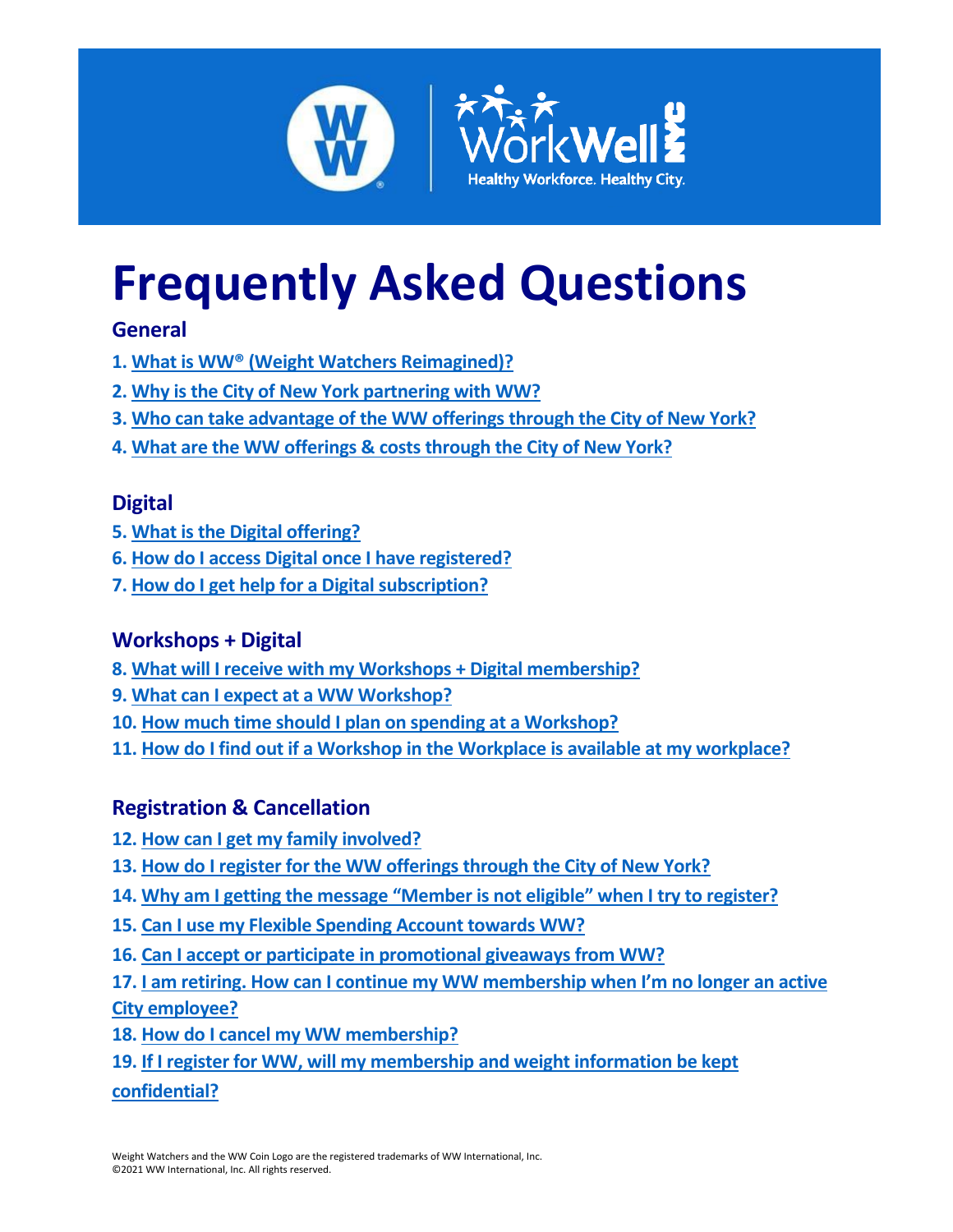# Frequently Asked Questions

## General

1. What is WW® (Weight Watchers Reimagined)?
2. Why is the City of New York partnering with WW?
3. Who can take advantage of the WW offerings through the City of New York?
4. What are the WW offerings & costs through the City of New York?

## Digital

5. What is the Digital offering?
6. How do I access Digital once I have registered?
7. How do I get help for a Digital subscription?

## Workshops + Digital

8. What will I receive with my Workshops + Digital membership?
9. What can I expect at a WW Workshop?
10. How much time should I plan on spending at a Workshop?
11. How do I find out if a Workshop in the Workplace is available at my workplace?

## Registration & Cancellation

12. How can I get my family involved?
13. How do I register for the WW offerings through the City of New York?
14. Why am I getting the message "Member is not eligible" when I try to register?
15. Can I use my Flexible Spending Account towards WW?
16. Can I accept or participate in promotional giveaways from WW?
17. I am retiring. How can I continue my WW membership when I'm no longer an active City employee?
18. How do I cancel my WW membership?
19. If I register for WW, will my membership and weight information be kept confidential?

Weight Watchers and the WW Coin Logo are the registered trademarks of WW International, Inc.
©2021 WW International, Inc. All rights reserved.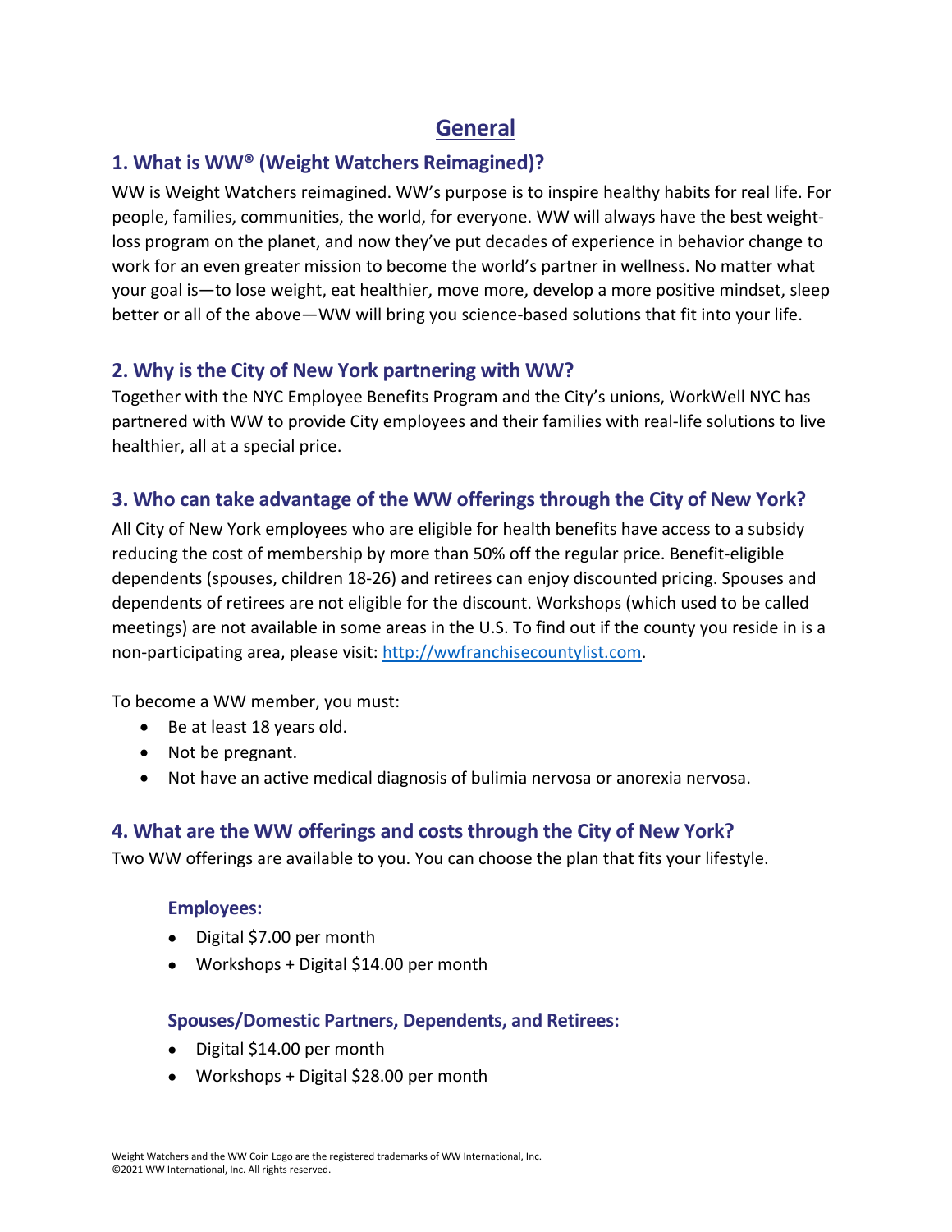# General

## 1. What is WW® (Weight Watchers Reimagined)?

WW is Weight Watchers reimagined. WW's purpose is to inspire healthy habits for real life. For people, families, communities, the world, for everyone. WW will always have the best weight-loss program on the planet, and now they've put decades of experience in behavior change to work for an even greater mission to become the world's partner in wellness. No matter what your goal is—to lose weight, eat healthier, move more, develop a more positive mindset, sleep better or all of the above—WW will bring you science-based solutions that fit into your life.

## 2. Why is the City of New York partnering with WW?

Together with the NYC Employee Benefits Program and the City's unions, WorkWell NYC has partnered with WW to provide City employees and their families with real-life solutions to live healthier, all at a special price.

## 3. Who can take advantage of the WW offerings through the City of New York?

All City of New York employees who are eligible for health benefits have access to a subsidy reducing the cost of membership by more than 50% off the regular price. Benefit-eligible dependents (spouses, children 18-26) and retirees can enjoy discounted pricing. Spouses and dependents of retirees are not eligible for the discount. Workshops (which used to be called meetings) are not available in some areas in the U.S. To find out if the county you reside in is a non-participating area, please visit: [http://wwfranchisecountylist.com](http://wwfranchisecountylist.com).

To become a WW member, you must:

- Be at least 18 years old.
- Not be pregnant.
- Not have an active medical diagnosis of bulimia nervosa or anorexia nervosa.

## 4. What are the WW offerings and costs through the City of New York?

Two WW offerings are available to you. You can choose the plan that fits your lifestyle.

### Employees:

- Digital $7.00 per month
- Workshops + Digital $14.00 per month

### Spouses/Domestic Partners, Dependents, and Retirees:

- Digital $14.00 per month
- Workshops + Digital $28.00 per month

Weight Watchers and the WW Coin Logo are the registered trademarks of WW International, Inc.
©2021 WW International, Inc. All rights reserved.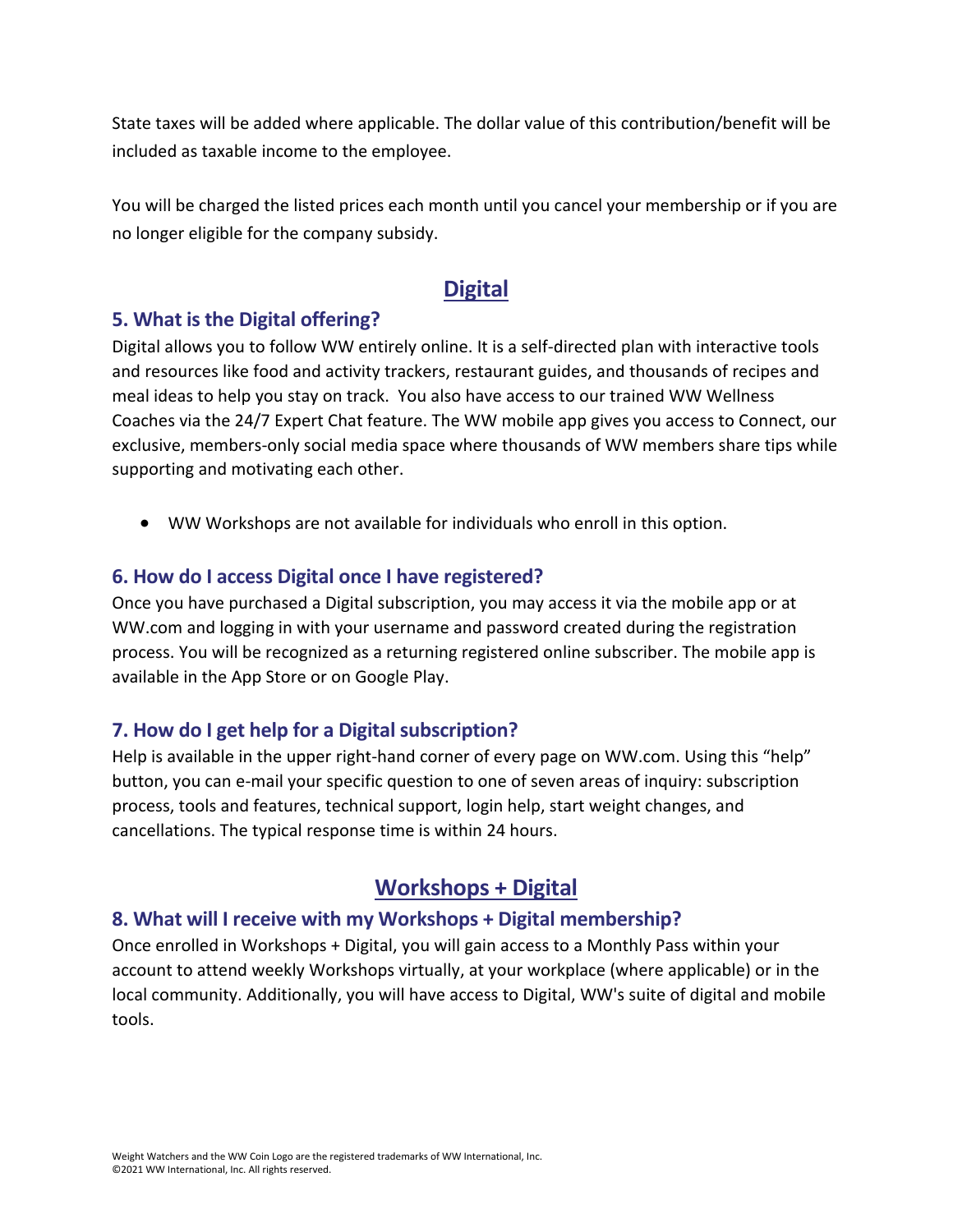State taxes will be added where applicable. The dollar value of this contribution/benefit will be included as taxable income to the employee.

You will be charged the listed prices each month until you cancel your membership or if you are no longer eligible for the company subsidy.

## Digital

### 5. What is the Digital offering?

Digital allows you to follow WW entirely online. It is a self-directed plan with interactive tools and resources like food and activity trackers, restaurant guides, and thousands of recipes and meal ideas to help you stay on track. You also have access to our trained WW Wellness Coaches via the 24/7 Expert Chat feature. The WW mobile app gives you access to Connect, our exclusive, members-only social media space where thousands of WW members share tips while supporting and motivating each other.

- WW Workshops are not available for individuals who enroll in this option.

### 6. How do I access Digital once I have registered?

Once you have purchased a Digital subscription, you may access it via the mobile app or at WW.com and logging in with your username and password created during the registration process. You will be recognized as a returning registered online subscriber. The mobile app is available in the App Store or on Google Play.

### 7. How do I get help for a Digital subscription?

Help is available in the upper right-hand corner of every page on WW.com. Using this "help" button, you can e-mail your specific question to one of seven areas of inquiry: subscription process, tools and features, technical support, login help, start weight changes, and cancellations. The typical response time is within 24 hours.

## Workshops + Digital

### 8. What will I receive with my Workshops + Digital membership?

Once enrolled in Workshops + Digital, you will gain access to a Monthly Pass within your account to attend weekly Workshops virtually, at your workplace (where applicable) or in the local community. Additionally, you will have access to Digital, WW's suite of digital and mobile tools.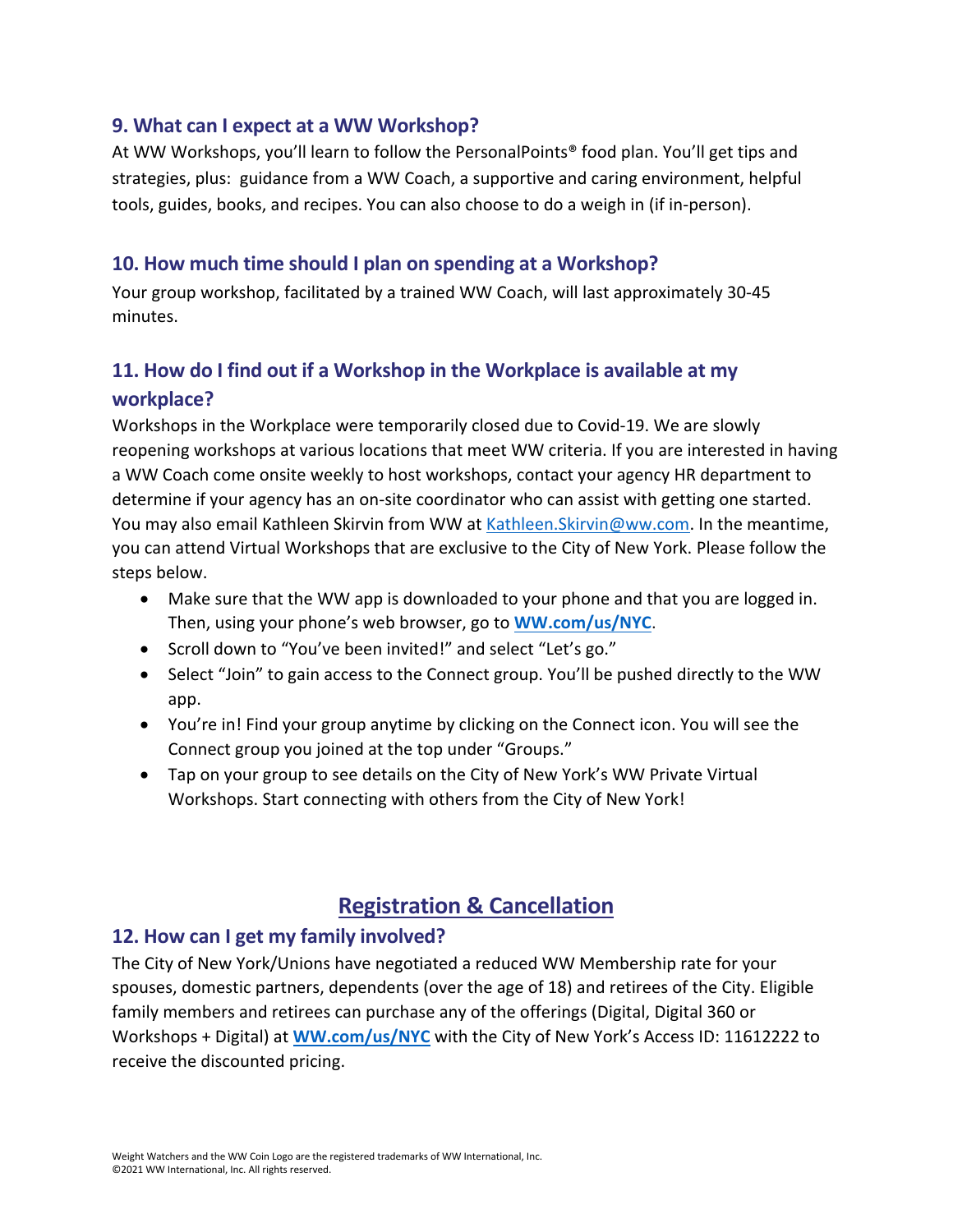### 9. What can I expect at a WW Workshop?

At WW Workshops, you'll learn to follow the PersonalPoints® food plan. You'll get tips and strategies, plus: guidance from a WW Coach, a supportive and caring environment, helpful tools, guides, books, and recipes. You can also choose to do a weigh in (if in-person).

### 10. How much time should I plan on spending at a Workshop?

Your group workshop, facilitated by a trained WW Coach, will last approximately 30-45 minutes.

### 11. How do I find out if a Workshop in the Workplace is available at my workplace?

Workshops in the Workplace were temporarily closed due to Covid-19. We are slowly reopening workshops at various locations that meet WW criteria. If you are interested in having a WW Coach come onsite weekly to host workshops, contact your agency HR department to determine if your agency has an on-site coordinator who can assist with getting one started. You may also email Kathleen Skirvin from WW at Kathleen.Skirvin@ww.com. In the meantime, you can attend Virtual Workshops that are exclusive to the City of New York. Please follow the steps below.

- Make sure that the WW app is downloaded to your phone and that you are logged in. Then, using your phone's web browser, go to **WW.com/us/NYC**.
- Scroll down to "You've been invited!" and select "Let's go."
- Select "Join" to gain access to the Connect group. You'll be pushed directly to the WW app.
- You're in! Find your group anytime by clicking on the Connect icon. You will see the Connect group you joined at the top under "Groups."
- Tap on your group to see details on the City of New York's WW Private Virtual Workshops. Start connecting with others from the City of New York!

## Registration & Cancellation

### 12. How can I get my family involved?

The City of New York/Unions have negotiated a reduced WW Membership rate for your spouses, domestic partners, dependents (over the age of 18) and retirees of the City. Eligible family members and retirees can purchase any of the offerings (Digital, Digital 360 or Workshops + Digital) at **WW.com/us/NYC** with the City of New York's Access ID: 11612222 to receive the discounted pricing.

Weight Watchers and the WW Coin Logo are the registered trademarks of WW International, Inc.
©2021 WW International, Inc. All rights reserved.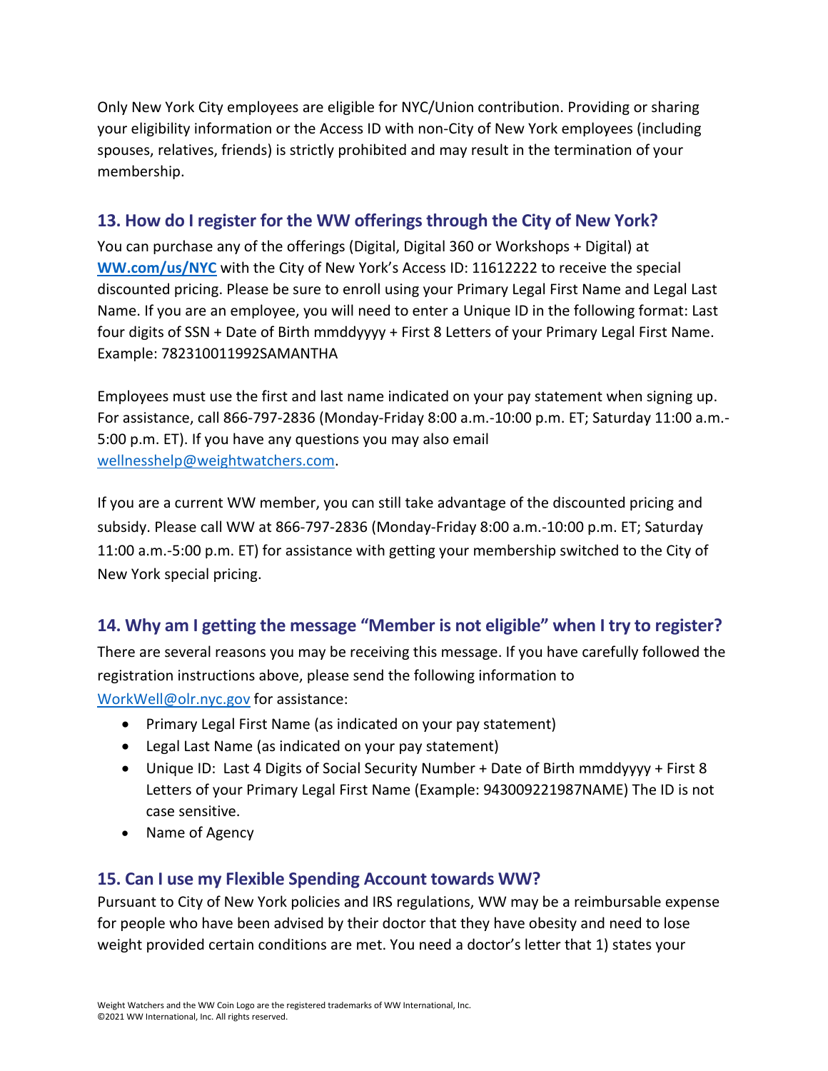Only New York City employees are eligible for NYC/Union contribution. Providing or sharing your eligibility information or the Access ID with non-City of New York employees (including spouses, relatives, friends) is strictly prohibited and may result in the termination of your membership.

## 13. How do I register for the WW offerings through the City of New York?

You can purchase any of the offerings (Digital, Digital 360 or Workshops + Digital) at **WW.com/us/NYC** with the City of New York's Access ID: 11612222 to receive the special discounted pricing. Please be sure to enroll using your Primary Legal First Name and Legal Last Name. If you are an employee, you will need to enter a Unique ID in the following format: Last four digits of SSN + Date of Birth mmddyyyy + First 8 Letters of your Primary Legal First Name. Example: 782310011992SAMANTHA

Employees must use the first and last name indicated on your pay statement when signing up. For assistance, call 866-797-2836 (Monday-Friday 8:00 a.m.-10:00 p.m. ET; Saturday 11:00 a.m.-5:00 p.m. ET). If you have any questions you may also email wellnesshelp@weightwatchers.com.

If you are a current WW member, you can still take advantage of the discounted pricing and subsidy. Please call WW at 866-797-2836 (Monday-Friday 8:00 a.m.-10:00 p.m. ET; Saturday 11:00 a.m.-5:00 p.m. ET) for assistance with getting your membership switched to the City of New York special pricing.

## 14. Why am I getting the message "Member is not eligible" when I try to register?

There are several reasons you may be receiving this message. If you have carefully followed the registration instructions above, please send the following information to WorkWell@olr.nyc.gov for assistance:

- Primary Legal First Name (as indicated on your pay statement)
- Legal Last Name (as indicated on your pay statement)
- Unique ID: Last 4 Digits of Social Security Number + Date of Birth mmddyyyy + First 8 Letters of your Primary Legal First Name (Example: 943009221987NAME) The ID is not case sensitive.
- Name of Agency

## 15. Can I use my Flexible Spending Account towards WW?

Pursuant to City of New York policies and IRS regulations, WW may be a reimbursable expense for people who have been advised by their doctor that they have obesity and need to lose weight provided certain conditions are met. You need a doctor's letter that 1) states your

Weight Watchers and the WW Coin Logo are the registered trademarks of WW International, Inc.
©2021 WW International, Inc. All rights reserved.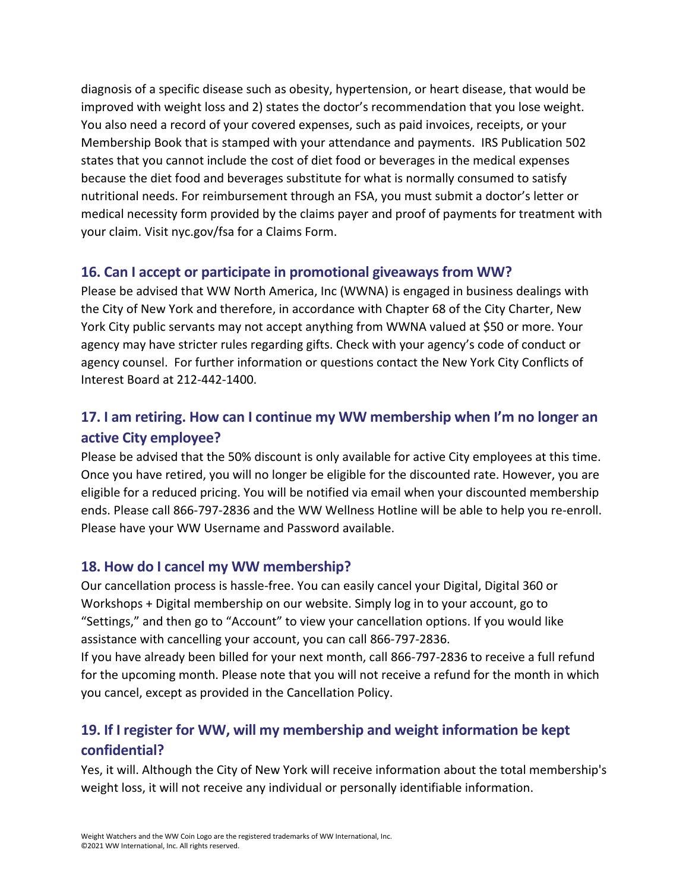diagnosis of a specific disease such as obesity, hypertension, or heart disease, that would be improved with weight loss and 2) states the doctor's recommendation that you lose weight. You also need a record of your covered expenses, such as paid invoices, receipts, or your Membership Book that is stamped with your attendance and payments. IRS Publication 502 states that you cannot include the cost of diet food or beverages in the medical expenses because the diet food and beverages substitute for what is normally consumed to satisfy nutritional needs. For reimbursement through an FSA, you must submit a doctor's letter or medical necessity form provided by the claims payer and proof of payments for treatment with your claim. Visit nyc.gov/fsa for a Claims Form.

### 16. Can I accept or participate in promotional giveaways from WW?

Please be advised that WW North America, Inc (WWNA) is engaged in business dealings with the City of New York and therefore, in accordance with Chapter 68 of the City Charter, New York City public servants may not accept anything from WWNA valued at $50 or more. Your agency may have stricter rules regarding gifts. Check with your agency's code of conduct or agency counsel. For further information or questions contact the New York City Conflicts of Interest Board at 212-442-1400.

### 17. I am retiring. How can I continue my WW membership when I'm no longer an active City employee?

Please be advised that the 50% discount is only available for active City employees at this time. Once you have retired, you will no longer be eligible for the discounted rate. However, you are eligible for a reduced pricing. You will be notified via email when your discounted membership ends. Please call 866-797-2836 and the WW Wellness Hotline will be able to help you re-enroll. Please have your WW Username and Password available.

### 18. How do I cancel my WW membership?

Our cancellation process is hassle-free. You can easily cancel your Digital, Digital 360 or Workshops + Digital membership on our website. Simply log in to your account, go to "Settings," and then go to "Account" to view your cancellation options. If you would like assistance with cancelling your account, you can call 866-797-2836.

If you have already been billed for your next month, call 866-797-2836 to receive a full refund for the upcoming month. Please note that you will not receive a refund for the month in which you cancel, except as provided in the Cancellation Policy.

### 19. If I register for WW, will my membership and weight information be kept confidential?

Yes, it will. Although the City of New York will receive information about the total membership's weight loss, it will not receive any individual or personally identifiable information.

Weight Watchers and the WW Coin Logo are the registered trademarks of WW International, Inc.
©2021 WW International, Inc. All rights reserved.